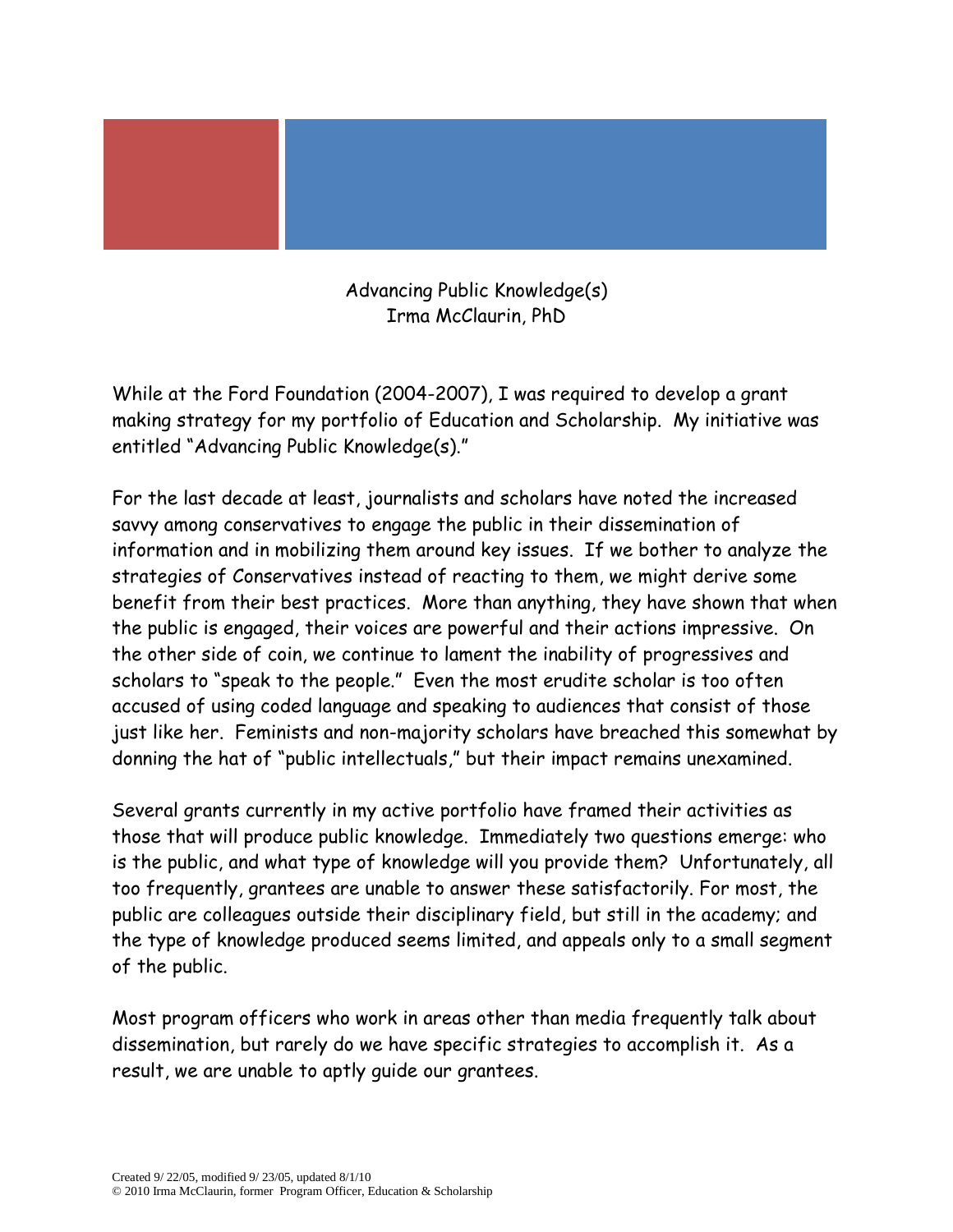# Advancing Public Knowledge(s)

Irma McClaurin, PhD

While at the Ford Foundation (2004-2007), I was required to develop a grant making strategy for my portfolio of Education and Scholarship. My initiative was entitled "Advancing Public Knowledge(s)."

For the last decade at least, journalists and scholars have noted the increased savvy among conservatives to engage the public in their dissemination of information and in mobilizing them around key issues. If we bother to analyze the strategies of Conservatives instead of reacting to them, we might derive some benefit from their best practices. More than anything, they have shown that when the public is engaged, their voices are powerful and their actions impressive. On the other side of coin, we continue to lament the inability of progressives and scholars to "speak to the people." Even the most erudite scholar is too often accused of using coded language and speaking to audiences that consist of those just like her. Feminists and non-majority scholars have breached this somewhat by donning the hat of "public intellectuals," but their impact remains unexamined.

Several grants currently in my active portfolio have framed their activities as those that will produce public knowledge. Immediately two questions emerge: who is the public, and what type of knowledge will you provide them? Unfortunately, all too frequently, grantees are unable to answer these satisfactorily. For most, the public are colleagues outside their disciplinary field, but still in the academy; and the type of knowledge produced seems limited, and appeals only to a small segment of the public.

Most program officers who work in areas other than media frequently talk about dissemination, but rarely do we have specific strategies to accomplish it. As a result, we are unable to aptly guide our grantees.

Created 9/ 22/05, modified 9/ 23/05, updated 8/1/10
© 2010 Irma McClaurin, former Program Officer, Education & Scholarship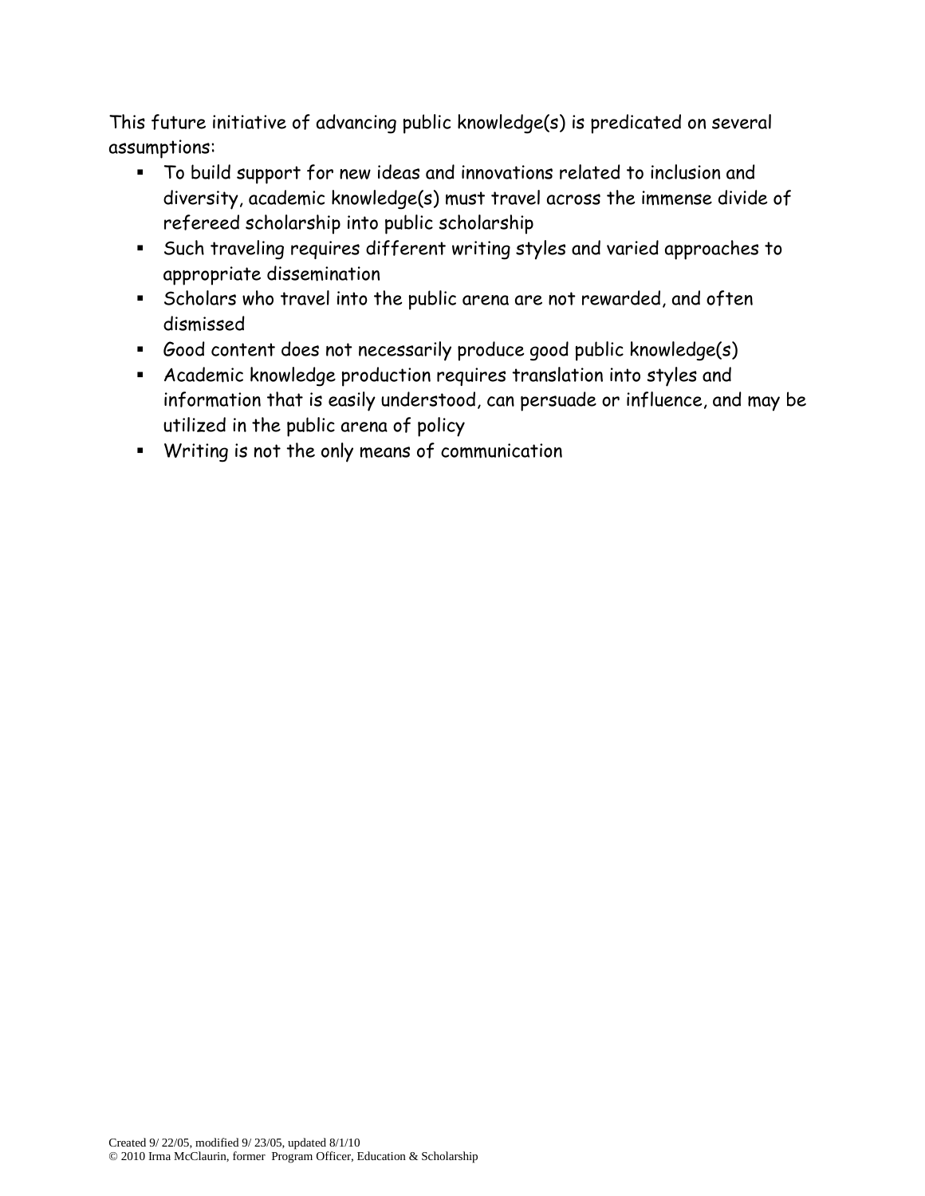This future initiative of advancing public knowledge(s) is predicated on several assumptions:

- To build support for new ideas and innovations related to inclusion and diversity, academic knowledge(s) must travel across the immense divide of refereed scholarship into public scholarship
- Such traveling requires different writing styles and varied approaches to appropriate dissemination
- Scholars who travel into the public arena are not rewarded, and often dismissed
- Good content does not necessarily produce good public knowledge(s)
- Academic knowledge production requires translation into styles and information that is easily understood, can persuade or influence, and may be utilized in the public arena of policy
- Writing is not the only means of communication

Created 9/ 22/05, modified 9/ 23/05, updated 8/1/10
© 2010 Irma McClaurin, former Program Officer, Education & Scholarship